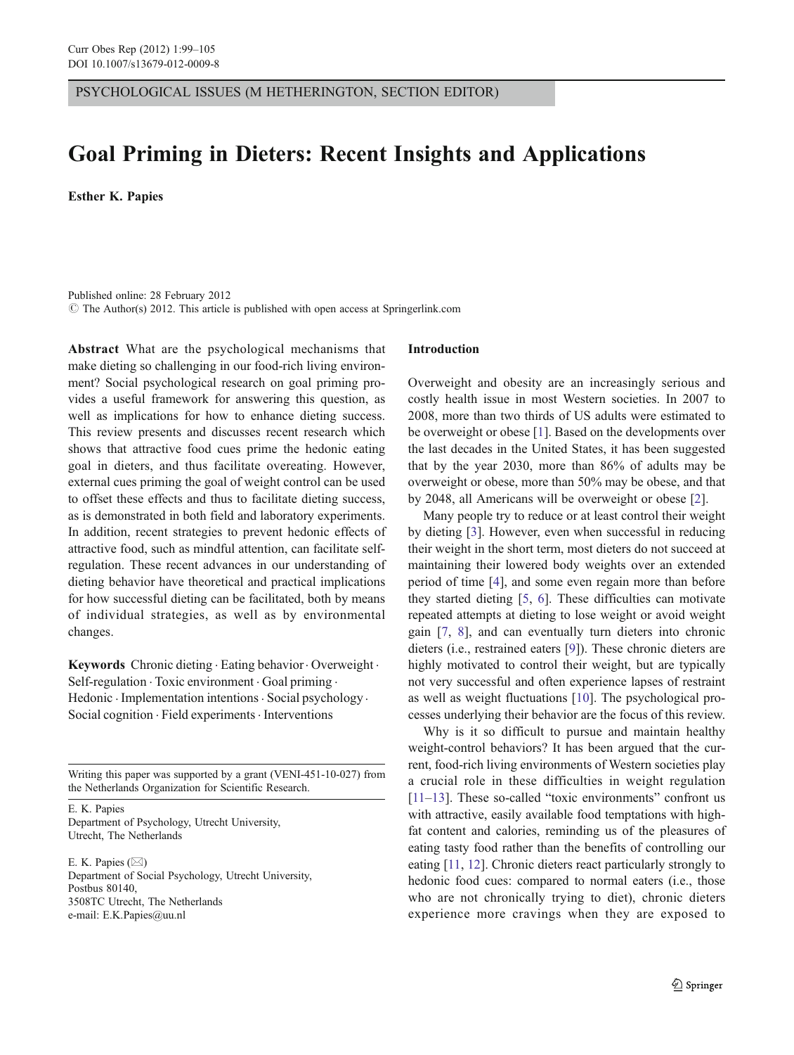PSYCHOLOGICAL ISSUES (M HETHERINGTON, SECTION EDITOR)

# Goal Priming in Dieters: Recent Insights and Applications

**Esther K. Papies**

Published online: 28 February 2012
© The Author(s) 2012. This article is published with open access at Springerlink.com

**Abstract** What are the psychological mechanisms that make dieting so challenging in our food-rich living environment? Social psychological research on goal priming provides a useful framework for answering this question, as well as implications for how to enhance dieting success. This review presents and discusses recent research which shows that attractive food cues prime the hedonic eating goal in dieters, and thus facilitate overeating. However, external cues priming the goal of weight control can be used to offset these effects and thus to facilitate dieting success, as is demonstrated in both field and laboratory experiments. In addition, recent strategies to prevent hedonic effects of attractive food, such as mindful attention, can facilitate self-regulation. These recent advances in our understanding of dieting behavior have theoretical and practical implications for how successful dieting can be facilitated, both by means of individual strategies, as well as by environmental changes.

**Keywords** Chronic dieting · Eating behavior · Overweight · Self-regulation · Toxic environment · Goal priming · Hedonic · Implementation intentions · Social psychology · Social cognition · Field experiments · Interventions

Writing this paper was supported by a grant (VENI-451-10-027) from the Netherlands Organization for Scientific Research.

E. K. Papies
Department of Psychology, Utrecht University,
Utrecht, The Netherlands

E. K. Papies (✉)
Department of Social Psychology, Utrecht University,
Postbus 80140,
3508TC Utrecht, The Netherlands
e-mail: E.K.Papies@uu.nl

## Introduction

Overweight and obesity are an increasingly serious and costly health issue in most Western societies. In 2007 to 2008, more than two thirds of US adults were estimated to be overweight or obese [1]. Based on the developments over the last decades in the United States, it has been suggested that by the year 2030, more than 86% of adults may be overweight or obese, more than 50% may be obese, and that by 2048, all Americans will be overweight or obese [2].

Many people try to reduce or at least control their weight by dieting [3]. However, even when successful in reducing their weight in the short term, most dieters do not succeed at maintaining their lowered body weights over an extended period of time [4], and some even regain more than before they started dieting [5, 6]. These difficulties can motivate repeated attempts at dieting to lose weight or avoid weight gain [7, 8], and can eventually turn dieters into chronic dieters (i.e., restrained eaters [9]). These chronic dieters are highly motivated to control their weight, but are typically not very successful and often experience lapses of restraint as well as weight fluctuations [10]. The psychological processes underlying their behavior are the focus of this review.

Why is it so difficult to pursue and maintain healthy weight-control behaviors? It has been argued that the current, food-rich living environments of Western societies play a crucial role in these difficulties in weight regulation [11–13]. These so-called "toxic environments" confront us with attractive, easily available food temptations with high-fat content and calories, reminding us of the pleasures of eating tasty food rather than the benefits of controlling our eating [11, 12]. Chronic dieters react particularly strongly to hedonic food cues: compared to normal eaters (i.e., those who are not chronically trying to diet), chronic dieters experience more cravings when they are exposed to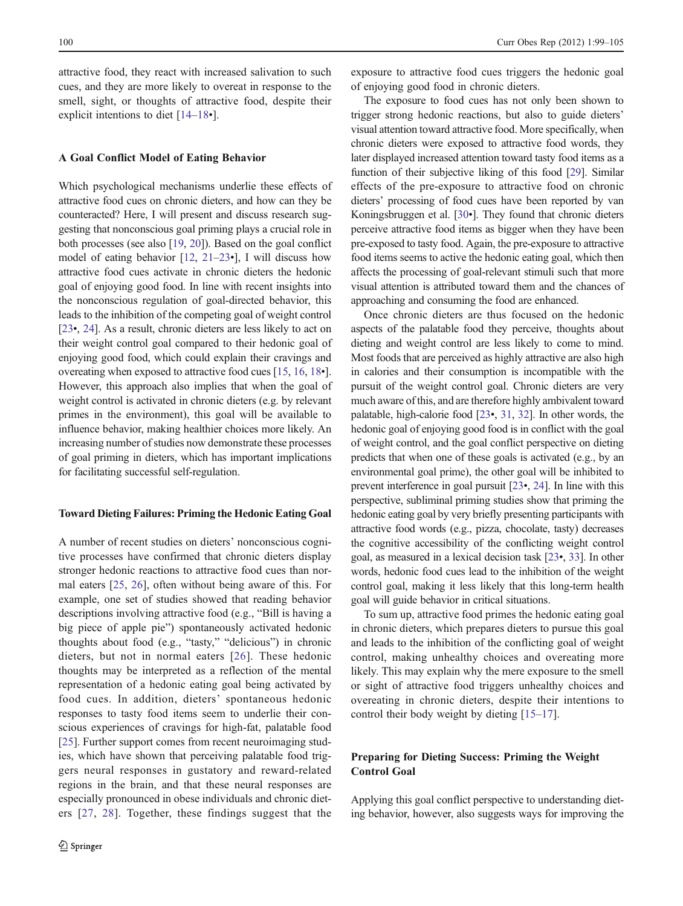attractive food, they react with increased salivation to such cues, and they are more likely to overeat in response to the smell, sight, or thoughts of attractive food, despite their explicit intentions to diet [14–18•].

### A Goal Conflict Model of Eating Behavior

Which psychological mechanisms underlie these effects of attractive food cues on chronic dieters, and how can they be counteracted? Here, I will present and discuss research suggesting that nonconscious goal priming plays a crucial role in both processes (see also [19, 20]). Based on the goal conflict model of eating behavior [12, 21–23•], I will discuss how attractive food cues activate in chronic dieters the hedonic goal of enjoying good food. In line with recent insights into the nonconscious regulation of goal-directed behavior, this leads to the inhibition of the competing goal of weight control [23•, 24]. As a result, chronic dieters are less likely to act on their weight control goal compared to their hedonic goal of enjoying good food, which could explain their cravings and overeating when exposed to attractive food cues [15, 16, 18•]. However, this approach also implies that when the goal of weight control is activated in chronic dieters (e.g. by relevant primes in the environment), this goal will be available to influence behavior, making healthier choices more likely. An increasing number of studies now demonstrate these processes of goal priming in dieters, which has important implications for facilitating successful self-regulation.

### Toward Dieting Failures: Priming the Hedonic Eating Goal

A number of recent studies on dieters' nonconscious cognitive processes have confirmed that chronic dieters display stronger hedonic reactions to attractive food cues than normal eaters [25, 26], often without being aware of this. For example, one set of studies showed that reading behavior descriptions involving attractive food (e.g., "Bill is having a big piece of apple pie") spontaneously activated hedonic thoughts about food (e.g., "tasty," "delicious") in chronic dieters, but not in normal eaters [26]. These hedonic thoughts may be interpreted as a reflection of the mental representation of a hedonic eating goal being activated by food cues. In addition, dieters' spontaneous hedonic responses to tasty food items seem to underlie their conscious experiences of cravings for high-fat, palatable food [25]. Further support comes from recent neuroimaging studies, which have shown that perceiving palatable food triggers neural responses in gustatory and reward-related regions in the brain, and that these neural responses are especially pronounced in obese individuals and chronic dieters [27, 28]. Together, these findings suggest that the exposure to attractive food cues triggers the hedonic goal of enjoying good food in chronic dieters.

The exposure to food cues has not only been shown to trigger strong hedonic reactions, but also to guide dieters' visual attention toward attractive food. More specifically, when chronic dieters were exposed to attractive food words, they later displayed increased attention toward tasty food items as a function of their subjective liking of this food [29]. Similar effects of the pre-exposure to attractive food on chronic dieters' processing of food cues have been reported by van Koningsbruggen et al. [30•]. They found that chronic dieters perceive attractive food items as bigger when they have been pre-exposed to tasty food. Again, the pre-exposure to attractive food items seems to active the hedonic eating goal, which then affects the processing of goal-relevant stimuli such that more visual attention is attributed toward them and the chances of approaching and consuming the food are enhanced.

Once chronic dieters are thus focused on the hedonic aspects of the palatable food they perceive, thoughts about dieting and weight control are less likely to come to mind. Most foods that are perceived as highly attractive are also high in calories and their consumption is incompatible with the pursuit of the weight control goal. Chronic dieters are very much aware of this, and are therefore highly ambivalent toward palatable, high-calorie food [23•, 31, 32]. In other words, the hedonic goal of enjoying good food is in conflict with the goal of weight control, and the goal conflict perspective on dieting predicts that when one of these goals is activated (e.g., by an environmental goal prime), the other goal will be inhibited to prevent interference in goal pursuit [23•, 24]. In line with this perspective, subliminal priming studies show that priming the hedonic eating goal by very briefly presenting participants with attractive food words (e.g., pizza, chocolate, tasty) decreases the cognitive accessibility of the conflicting weight control goal, as measured in a lexical decision task [23•, 33]. In other words, hedonic food cues lead to the inhibition of the weight control goal, making it less likely that this long-term health goal will guide behavior in critical situations.

To sum up, attractive food primes the hedonic eating goal in chronic dieters, which prepares dieters to pursue this goal and leads to the inhibition of the conflicting goal of weight control, making unhealthy choices and overeating more likely. This may explain why the mere exposure to the smell or sight of attractive food triggers unhealthy choices and overeating in chronic dieters, despite their intentions to control their body weight by dieting [15–17].

### Preparing for Dieting Success: Priming the Weight Control Goal

Applying this goal conflict perspective to understanding dieting behavior, however, also suggests ways for improving the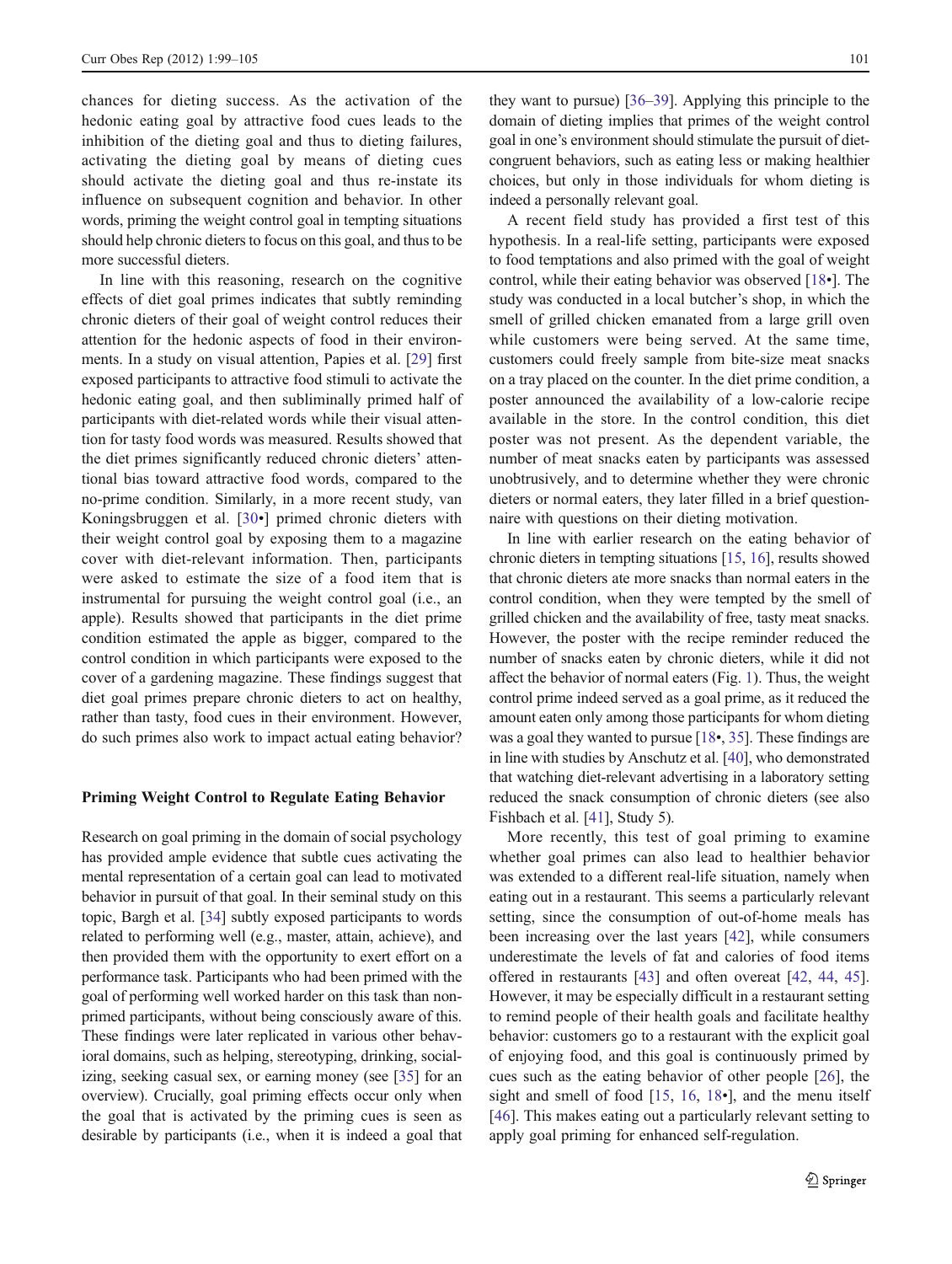chances for dieting success. As the activation of the hedonic eating goal by attractive food cues leads to the inhibition of the dieting goal and thus to dieting failures, activating the dieting goal by means of dieting cues should activate the dieting goal and thus re-instate its influence on subsequent cognition and behavior. In other words, priming the weight control goal in tempting situations should help chronic dieters to focus on this goal, and thus to be more successful dieters.

In line with this reasoning, research on the cognitive effects of diet goal primes indicates that subtly reminding chronic dieters of their goal of weight control reduces their attention for the hedonic aspects of food in their environments. In a study on visual attention, Papies et al. [29] first exposed participants to attractive food stimuli to activate the hedonic eating goal, and then subliminally primed half of participants with diet-related words while their visual attention for tasty food words was measured. Results showed that the diet primes significantly reduced chronic dieters' attentional bias toward attractive food words, compared to the no-prime condition. Similarly, in a more recent study, van Koningsbruggen et al. [30•] primed chronic dieters with their weight control goal by exposing them to a magazine cover with diet-relevant information. Then, participants were asked to estimate the size of a food item that is instrumental for pursuing the weight control goal (i.e., an apple). Results showed that participants in the diet prime condition estimated the apple as bigger, compared to the control condition in which participants were exposed to the cover of a gardening magazine. These findings suggest that diet goal primes prepare chronic dieters to act on healthy, rather than tasty, food cues in their environment. However, do such primes also work to impact actual eating behavior?

## Priming Weight Control to Regulate Eating Behavior

Research on goal priming in the domain of social psychology has provided ample evidence that subtle cues activating the mental representation of a certain goal can lead to motivated behavior in pursuit of that goal. In their seminal study on this topic, Bargh et al. [34] subtly exposed participants to words related to performing well (e.g., master, attain, achieve), and then provided them with the opportunity to exert effort on a performance task. Participants who had been primed with the goal of performing well worked harder on this task than non-primed participants, without being consciously aware of this. These findings were later replicated in various other behavioral domains, such as helping, stereotyping, drinking, socializing, seeking casual sex, or earning money (see [35] for an overview). Crucially, goal priming effects occur only when the goal that is activated by the priming cues is seen as desirable by participants (i.e., when it is indeed a goal that they want to pursue) [36–39]. Applying this principle to the domain of dieting implies that primes of the weight control goal in one's environment should stimulate the pursuit of diet-congruent behaviors, such as eating less or making healthier choices, but only in those individuals for whom dieting is indeed a personally relevant goal.

A recent field study has provided a first test of this hypothesis. In a real-life setting, participants were exposed to food temptations and also primed with the goal of weight control, while their eating behavior was observed [18•]. The study was conducted in a local butcher's shop, in which the smell of grilled chicken emanated from a large grill oven while customers were being served. At the same time, customers could freely sample from bite-size meat snacks on a tray placed on the counter. In the diet prime condition, a poster announced the availability of a low-calorie recipe available in the store. In the control condition, this diet poster was not present. As the dependent variable, the number of meat snacks eaten by participants was assessed unobtrusively, and to determine whether they were chronic dieters or normal eaters, they later filled in a brief questionnaire with questions on their dieting motivation.

In line with earlier research on the eating behavior of chronic dieters in tempting situations [15, 16], results showed that chronic dieters ate more snacks than normal eaters in the control condition, when they were tempted by the smell of grilled chicken and the availability of free, tasty meat snacks. However, the poster with the recipe reminder reduced the number of snacks eaten by chronic dieters, while it did not affect the behavior of normal eaters (Fig. 1). Thus, the weight control prime indeed served as a goal prime, as it reduced the amount eaten only among those participants for whom dieting was a goal they wanted to pursue [18•, 35]. These findings are in line with studies by Anschutz et al. [40], who demonstrated that watching diet-relevant advertising in a laboratory setting reduced the snack consumption of chronic dieters (see also Fishbach et al. [41], Study 5).

More recently, this test of goal priming to examine whether goal primes can also lead to healthier behavior was extended to a different real-life situation, namely when eating out in a restaurant. This seems a particularly relevant setting, since the consumption of out-of-home meals has been increasing over the last years [42], while consumers underestimate the levels of fat and calories of food items offered in restaurants [43] and often overeat [42, 44, 45]. However, it may be especially difficult in a restaurant setting to remind people of their health goals and facilitate healthy behavior: customers go to a restaurant with the explicit goal of enjoying food, and this goal is continuously primed by cues such as the eating behavior of other people [26], the sight and smell of food [15, 16, 18•], and the menu itself [46]. This makes eating out a particularly relevant setting to apply goal priming for enhanced self-regulation.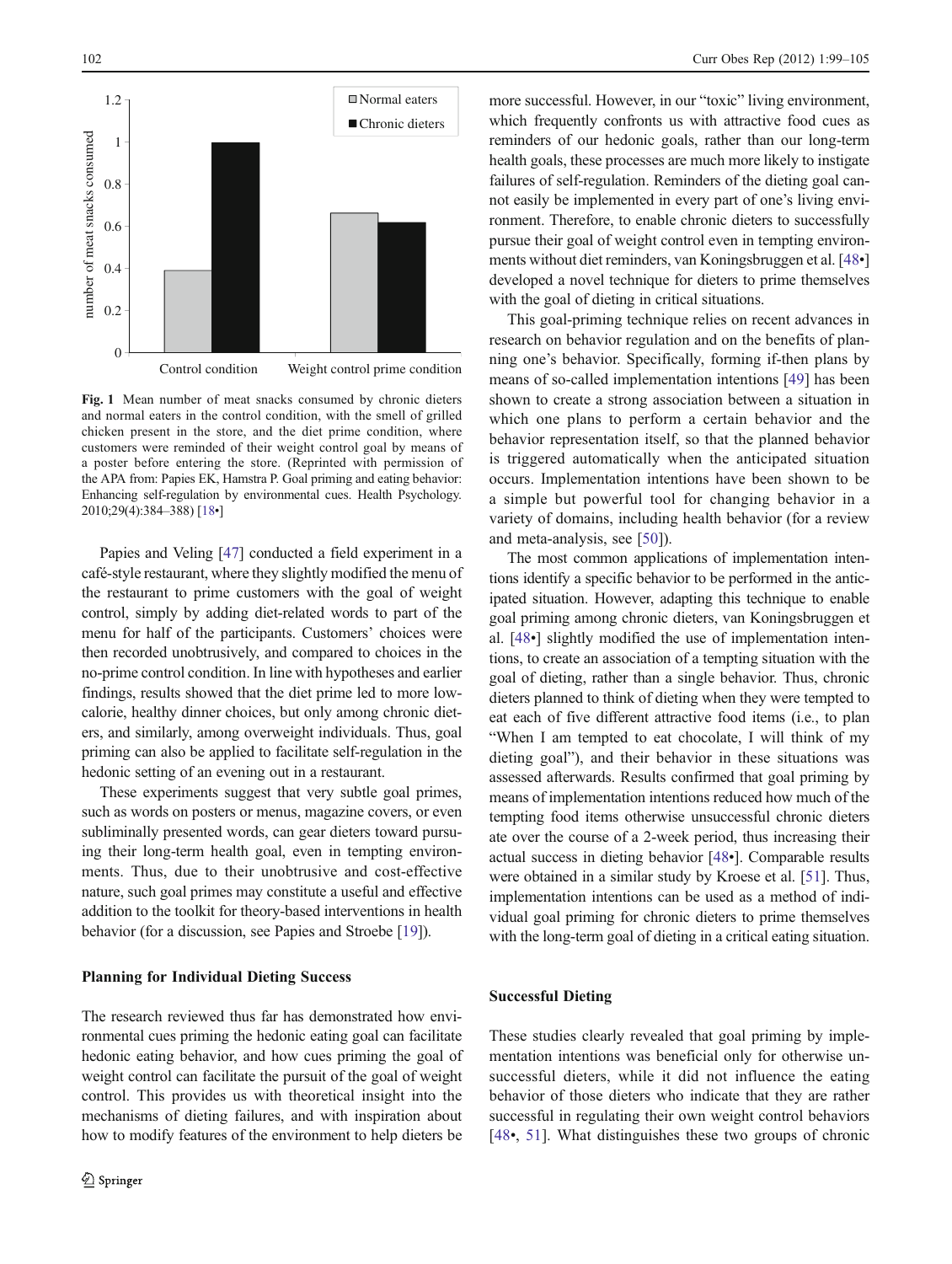1.2

1

0.8

0.6

0.4

0.2

0

number of meat snacks consumed

Normal eaters

Chronic dieters

Control condition

Weight control prime condition

**Fig. 1** Mean number of meat snacks consumed by chronic dieters and normal eaters in the control condition, with the smell of grilled chicken present in the store, and the diet prime condition, where customers were reminded of their weight control goal by means of a poster before entering the store. (Reprinted with permission of the APA from: Papies EK, Hamstra P. Goal priming and eating behavior: Enhancing self-regulation by environmental cues. Health Psychology. 2010;29(4):384–388) [18•]

Papies and Veling [47] conducted a field experiment in a café-style restaurant, where they slightly modified the menu of the restaurant to prime customers with the goal of weight control, simply by adding diet-related words to part of the menu for half of the participants. Customers' choices were then recorded unobtrusively, and compared to choices in the no-prime control condition. In line with hypotheses and earlier findings, results showed that the diet prime led to more low-calorie, healthy dinner choices, but only among chronic dieters, and similarly, among overweight individuals. Thus, goal priming can also be applied to facilitate self-regulation in the hedonic setting of an evening out in a restaurant.

These experiments suggest that very subtle goal primes, such as words on posters or menus, magazine covers, or even subliminally presented words, can gear dieters toward pursuing their long-term health goal, even in tempting environments. Thus, due to their unobtrusive and cost-effective nature, such goal primes may constitute a useful and effective addition to the toolkit for theory-based interventions in health behavior (for a discussion, see Papies and Stroebe [19]).

## Planning for Individual Dieting Success

The research reviewed thus far has demonstrated how environmental cues priming the hedonic eating goal can facilitate hedonic eating behavior, and how cues priming the goal of weight control can facilitate the pursuit of the goal of weight control. This provides us with theoretical insight into the mechanisms of dieting failures, and with inspiration about how to modify features of the environment to help dieters be more successful. However, in our "toxic" living environment, which frequently confronts us with attractive food cues as reminders of our hedonic goals, rather than our long-term health goals, these processes are much more likely to instigate failures of self-regulation. Reminders of the dieting goal cannot easily be implemented in every part of one's living environment. Therefore, to enable chronic dieters to successfully pursue their goal of weight control even in tempting environments without diet reminders, van Koningsbruggen et al. [48•] developed a novel technique for dieters to prime themselves with the goal of dieting in critical situations.

This goal-priming technique relies on recent advances in research on behavior regulation and on the benefits of planning one's behavior. Specifically, forming if-then plans by means of so-called implementation intentions [49] has been shown to create a strong association between a situation in which one plans to perform a certain behavior and the behavior representation itself, so that the planned behavior is triggered automatically when the anticipated situation occurs. Implementation intentions have been shown to be a simple but powerful tool for changing behavior in a variety of domains, including health behavior (for a review and meta-analysis, see [50]).

The most common applications of implementation intentions identify a specific behavior to be performed in the anticipated situation. However, adapting this technique to enable goal priming among chronic dieters, van Koningsbruggen et al. [48•] slightly modified the use of implementation intentions, to create an association of a tempting situation with the goal of dieting, rather than a single behavior. Thus, chronic dieters planned to think of dieting when they were tempted to eat each of five different attractive food items (i.e., to plan "When I am tempted to eat chocolate, I will think of my dieting goal"), and their behavior in these situations was assessed afterwards. Results confirmed that goal priming by means of implementation intentions reduced how much of the tempting food items otherwise unsuccessful chronic dieters ate over the course of a 2-week period, thus increasing their actual success in dieting behavior [48•]. Comparable results were obtained in a similar study by Kroese et al. [51]. Thus, implementation intentions can be used as a method of individual goal priming for chronic dieters to prime themselves with the long-term goal of dieting in a critical eating situation.

## Successful Dieting

These studies clearly revealed that goal priming by implementation intentions was beneficial only for otherwise unsuccessful dieters, while it did not influence the eating behavior of those dieters who indicate that they are rather successful in regulating their own weight control behaviors [48•, 51]. What distinguishes these two groups of chronic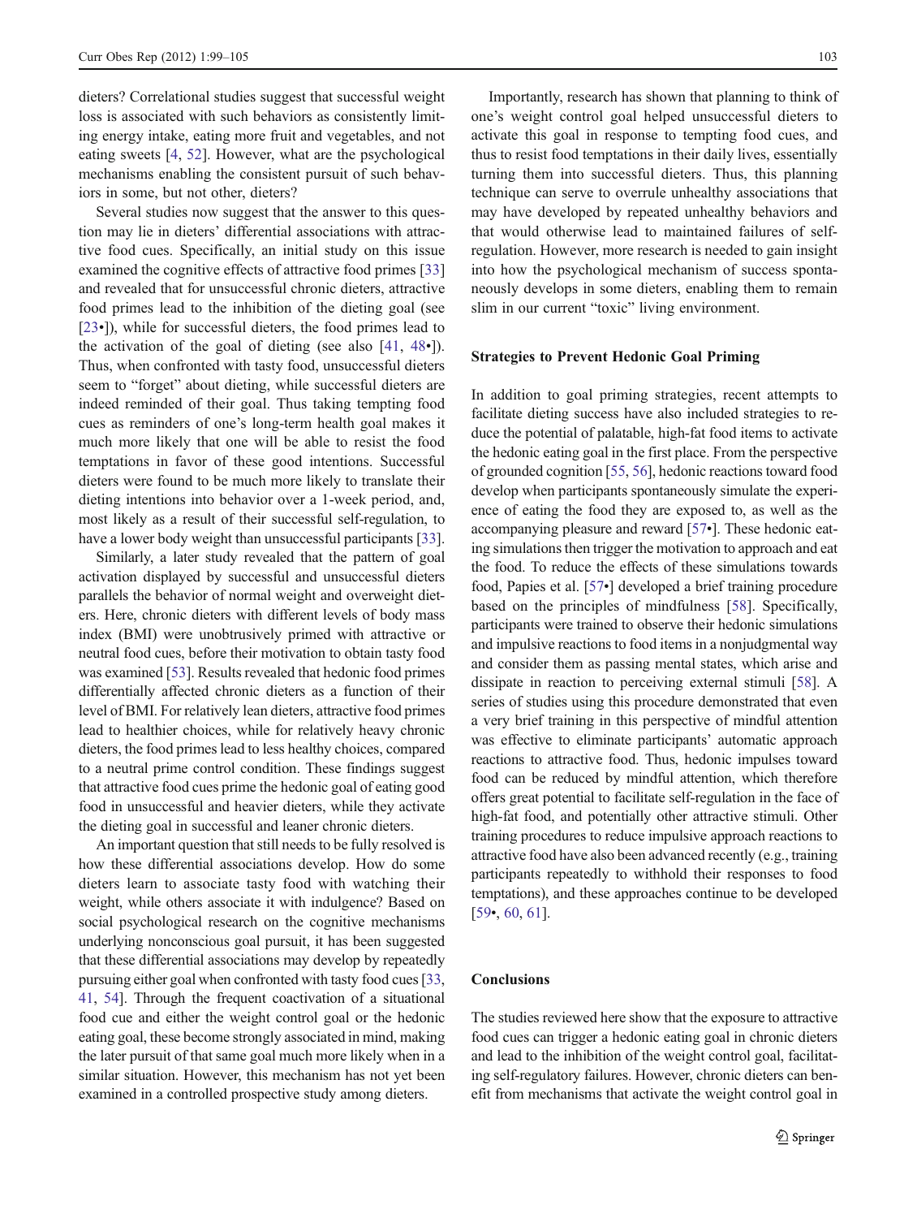dieters? Correlational studies suggest that successful weight loss is associated with such behaviors as consistently limiting energy intake, eating more fruit and vegetables, and not eating sweets [4, 52]. However, what are the psychological mechanisms enabling the consistent pursuit of such behaviors in some, but not other, dieters?

Several studies now suggest that the answer to this question may lie in dieters' differential associations with attractive food cues. Specifically, an initial study on this issue examined the cognitive effects of attractive food primes [33] and revealed that for unsuccessful chronic dieters, attractive food primes lead to the inhibition of the dieting goal (see [23•]), while for successful dieters, the food primes lead to the activation of the goal of dieting (see also [41, 48•]). Thus, when confronted with tasty food, unsuccessful dieters seem to "forget" about dieting, while successful dieters are indeed reminded of their goal. Thus taking tempting food cues as reminders of one's long-term health goal makes it much more likely that one will be able to resist the food temptations in favor of these good intentions. Successful dieters were found to be much more likely to translate their dieting intentions into behavior over a 1-week period, and, most likely as a result of their successful self-regulation, to have a lower body weight than unsuccessful participants [33].

Similarly, a later study revealed that the pattern of goal activation displayed by successful and unsuccessful dieters parallels the behavior of normal weight and overweight dieters. Here, chronic dieters with different levels of body mass index (BMI) were unobtrusively primed with attractive or neutral food cues, before their motivation to obtain tasty food was examined [53]. Results revealed that hedonic food primes differentially affected chronic dieters as a function of their level of BMI. For relatively lean dieters, attractive food primes lead to healthier choices, while for relatively heavy chronic dieters, the food primes lead to less healthy choices, compared to a neutral prime control condition. These findings suggest that attractive food cues prime the hedonic goal of eating good food in unsuccessful and heavier dieters, while they activate the dieting goal in successful and leaner chronic dieters.

An important question that still needs to be fully resolved is how these differential associations develop. How do some dieters learn to associate tasty food with watching their weight, while others associate it with indulgence? Based on social psychological research on the cognitive mechanisms underlying nonconscious goal pursuit, it has been suggested that these differential associations may develop by repeatedly pursuing either goal when confronted with tasty food cues [33, 41, 54]. Through the frequent coactivation of a situational food cue and either the weight control goal or the hedonic eating goal, these become strongly associated in mind, making the later pursuit of that same goal much more likely when in a similar situation. However, this mechanism has not yet been examined in a controlled prospective study among dieters.

Importantly, research has shown that planning to think of one's weight control goal helped unsuccessful dieters to activate this goal in response to tempting food cues, and thus to resist food temptations in their daily lives, essentially turning them into successful dieters. Thus, this planning technique can serve to overrule unhealthy associations that may have developed by repeated unhealthy behaviors and that would otherwise lead to maintained failures of self-regulation. However, more research is needed to gain insight into how the psychological mechanism of success spontaneously develops in some dieters, enabling them to remain slim in our current "toxic" living environment.

### Strategies to Prevent Hedonic Goal Priming

In addition to goal priming strategies, recent attempts to facilitate dieting success have also included strategies to reduce the potential of palatable, high-fat food items to activate the hedonic eating goal in the first place. From the perspective of grounded cognition [55, 56], hedonic reactions toward food develop when participants spontaneously simulate the experience of eating the food they are exposed to, as well as the accompanying pleasure and reward [57•]. These hedonic eating simulations then trigger the motivation to approach and eat the food. To reduce the effects of these simulations towards food, Papies et al. [57•] developed a brief training procedure based on the principles of mindfulness [58]. Specifically, participants were trained to observe their hedonic simulations and impulsive reactions to food items in a nonjudgmental way and consider them as passing mental states, which arise and dissipate in reaction to perceiving external stimuli [58]. A series of studies using this procedure demonstrated that even a very brief training in this perspective of mindful attention was effective to eliminate participants' automatic approach reactions to attractive food. Thus, hedonic impulses toward food can be reduced by mindful attention, which therefore offers great potential to facilitate self-regulation in the face of high-fat food, and potentially other attractive stimuli. Other training procedures to reduce impulsive approach reactions to attractive food have also been advanced recently (e.g., training participants repeatedly to withhold their responses to food temptations), and these approaches continue to be developed [59•, 60, 61].

## Conclusions

The studies reviewed here show that the exposure to attractive food cues can trigger a hedonic eating goal in chronic dieters and lead to the inhibition of the weight control goal, facilitating self-regulatory failures. However, chronic dieters can benefit from mechanisms that activate the weight control goal in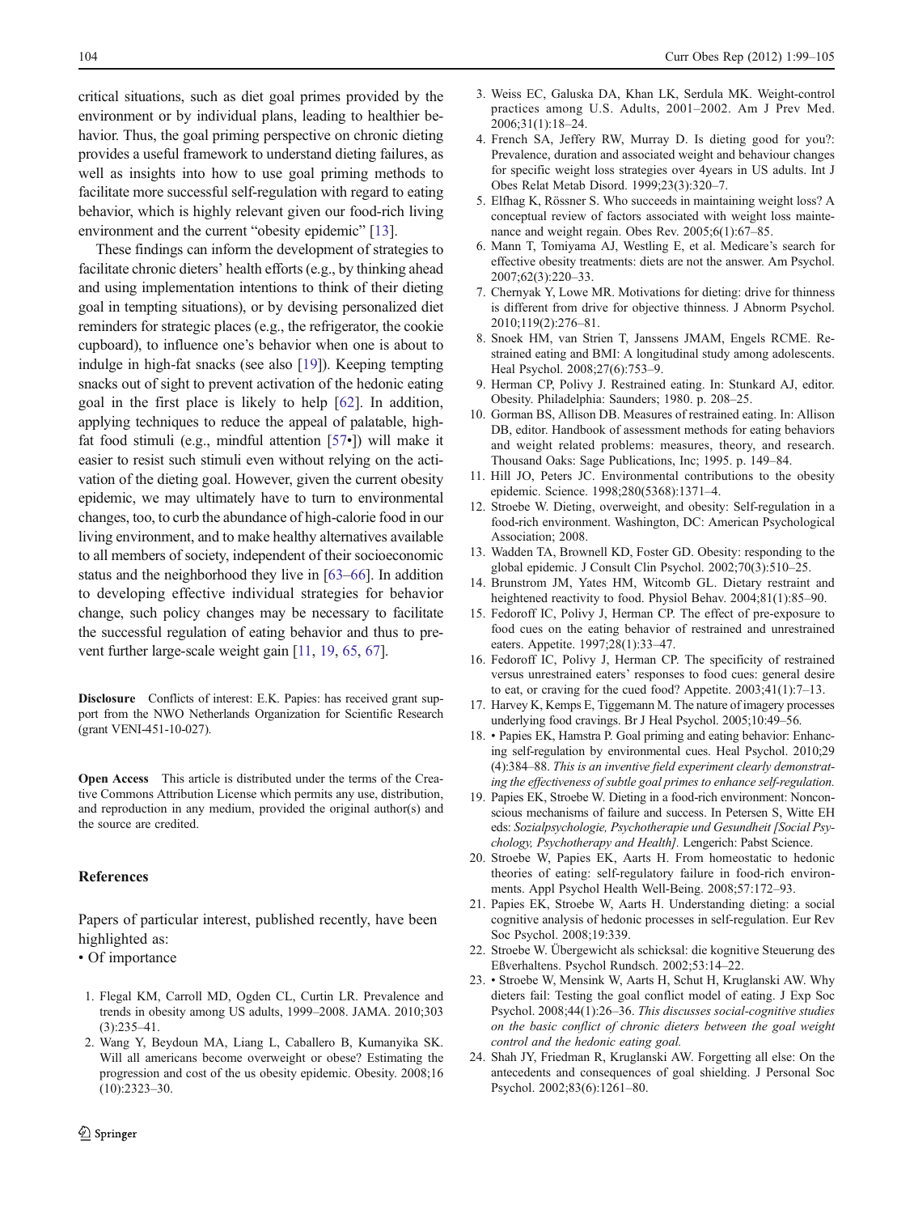critical situations, such as diet goal primes provided by the environment or by individual plans, leading to healthier behavior. Thus, the goal priming perspective on chronic dieting provides a useful framework to understand dieting failures, as well as insights into how to use goal priming methods to facilitate more successful self-regulation with regard to eating behavior, which is highly relevant given our food-rich living environment and the current "obesity epidemic" [13].

These findings can inform the development of strategies to facilitate chronic dieters' health efforts (e.g., by thinking ahead and using implementation intentions to think of their dieting goal in tempting situations), or by devising personalized diet reminders for strategic places (e.g., the refrigerator, the cookie cupboard), to influence one's behavior when one is about to indulge in high-fat snacks (see also [19]). Keeping tempting snacks out of sight to prevent activation of the hedonic eating goal in the first place is likely to help [62]. In addition, applying techniques to reduce the appeal of palatable, high-fat food stimuli (e.g., mindful attention [57•]) will make it easier to resist such stimuli even without relying on the activation of the dieting goal. However, given the current obesity epidemic, we may ultimately have to turn to environmental changes, too, to curb the abundance of high-calorie food in our living environment, and to make healthy alternatives available to all members of society, independent of their socioeconomic status and the neighborhood they live in [63–66]. In addition to developing effective individual strategies for behavior change, such policy changes may be necessary to facilitate the successful regulation of eating behavior and thus to prevent further large-scale weight gain [11, 19, 65, 67].

**Disclosure** Conflicts of interest: E.K. Papies: has received grant support from the NWO Netherlands Organization for Scientific Research (grant VENI-451-10-027).

**Open Access** This article is distributed under the terms of the Creative Commons Attribution License which permits any use, distribution, and reproduction in any medium, provided the original author(s) and the source are credited.

## References

Papers of particular interest, published recently, have been highlighted as:
• Of importance

1. Flegal KM, Carroll MD, Ogden CL, Curtin LR. Prevalence and trends in obesity among US adults, 1999–2008. JAMA. 2010;303(3):235–41.
2. Wang Y, Beydoun MA, Liang L, Caballero B, Kumanyika SK. Will all americans become overweight or obese? Estimating the progression and cost of the us obesity epidemic. Obesity. 2008;16(10):2323–30.
3. Weiss EC, Galuska DA, Khan LK, Serdula MK. Weight-control practices among U.S. Adults, 2001–2002. Am J Prev Med. 2006;31(1):18–24.
4. French SA, Jeffery RW, Murray D. Is dieting good for you?: Prevalence, duration and associated weight and behaviour changes for specific weight loss strategies over 4years in US adults. Int J Obes Relat Metab Disord. 1999;23(3):320–7.
5. Elfhag K, Rössner S. Who succeeds in maintaining weight loss? A conceptual review of factors associated with weight loss maintenance and weight regain. Obes Rev. 2005;6(1):67–85.
6. Mann T, Tomiyama AJ, Westling E, et al. Medicare's search for effective obesity treatments: diets are not the answer. Am Psychol. 2007;62(3):220–33.
7. Chernyak Y, Lowe MR. Motivations for dieting: drive for thinness is different from drive for objective thinness. J Abnorm Psychol. 2010;119(2):276–81.
8. Snoek HM, van Strien T, Janssens JMAM, Engels RCME. Restrained eating and BMI: A longitudinal study among adolescents. Heal Psychol. 2008;27(6):753–9.
9. Herman CP, Polivy J. Restrained eating. In: Stunkard AJ, editor. Obesity. Philadelphia: Saunders; 1980. p. 208–25.
10. Gorman BS, Allison DB. Measures of restrained eating. In: Allison DB, editor. Handbook of assessment methods for eating behaviors and weight related problems: measures, theory, and research. Thousand Oaks: Sage Publications, Inc; 1995. p. 149–84.
11. Hill JO, Peters JC. Environmental contributions to the obesity epidemic. Science. 1998;280(5368):1371–4.
12. Stroebe W. Dieting, overweight, and obesity: Self-regulation in a food-rich environment. Washington, DC: American Psychological Association; 2008.
13. Wadden TA, Brownell KD, Foster GD. Obesity: responding to the global epidemic. J Consult Clin Psychol. 2002;70(3):510–25.
14. Brunstrom JM, Yates HM, Witcomb GL. Dietary restraint and heightened reactivity to food. Physiol Behav. 2004;81(1):85–90.
15. Fedoroff IC, Polivy J, Herman CP. The effect of pre-exposure to food cues on the eating behavior of restrained and unrestrained eaters. Appetite. 1997;28(1):33–47.
16. Fedoroff IC, Polivy J, Herman CP. The specificity of restrained versus unrestrained eaters' responses to food cues: general desire to eat, or craving for the cued food? Appetite. 2003;41(1):7–13.
17. Harvey K, Kemps E, Tiggemann M. The nature of imagery processes underlying food cravings. Br J Heal Psychol. 2005;10:49–56.
18. • Papies EK, Hamstra P. Goal priming and eating behavior: Enhancing self-regulation by environmental cues. Heal Psychol. 2010;29(4):384–88. *This is an inventive field experiment clearly demonstrating the effectiveness of subtle goal primes to enhance self-regulation.*
19. Papies EK, Stroebe W. Dieting in a food-rich environment: Nonconscious mechanisms of failure and success. In Petersen S, Witte EH eds: *Sozialpsychologie, Psychotherapie und Gesundheit [Social Psychology, Psychotherapy and Health]*. Lengerich: Pabst Science.
20. Stroebe W, Papies EK, Aarts H. From homeostatic to hedonic theories of eating: self-regulatory failure in food-rich environments. Appl Psychol Health Well-Being. 2008;57:172–93.
21. Papies EK, Stroebe W, Aarts H. Understanding dieting: a social cognitive analysis of hedonic processes in self-regulation. Eur Rev Soc Psychol. 2008;19:339.
22. Stroebe W. Übergewicht als schicksal: die kognitive Steuerung des Eßverhaltens. Psychol Rundsch. 2002;53:14–22.
23. • Stroebe W, Mensink W, Aarts H, Schut H, Kruglanski AW. Why dieters fail: Testing the goal conflict model of eating. J Exp Soc Psychol. 2008;44(1):26–36. *This discusses social-cognitive studies on the basic conflict of chronic dieters between the goal weight control and the hedonic eating goal.*
24. Shah JY, Friedman R, Kruglanski AW. Forgetting all else: On the antecedents and consequences of goal shielding. J Personal Soc Psychol. 2002;83(6):1261–80.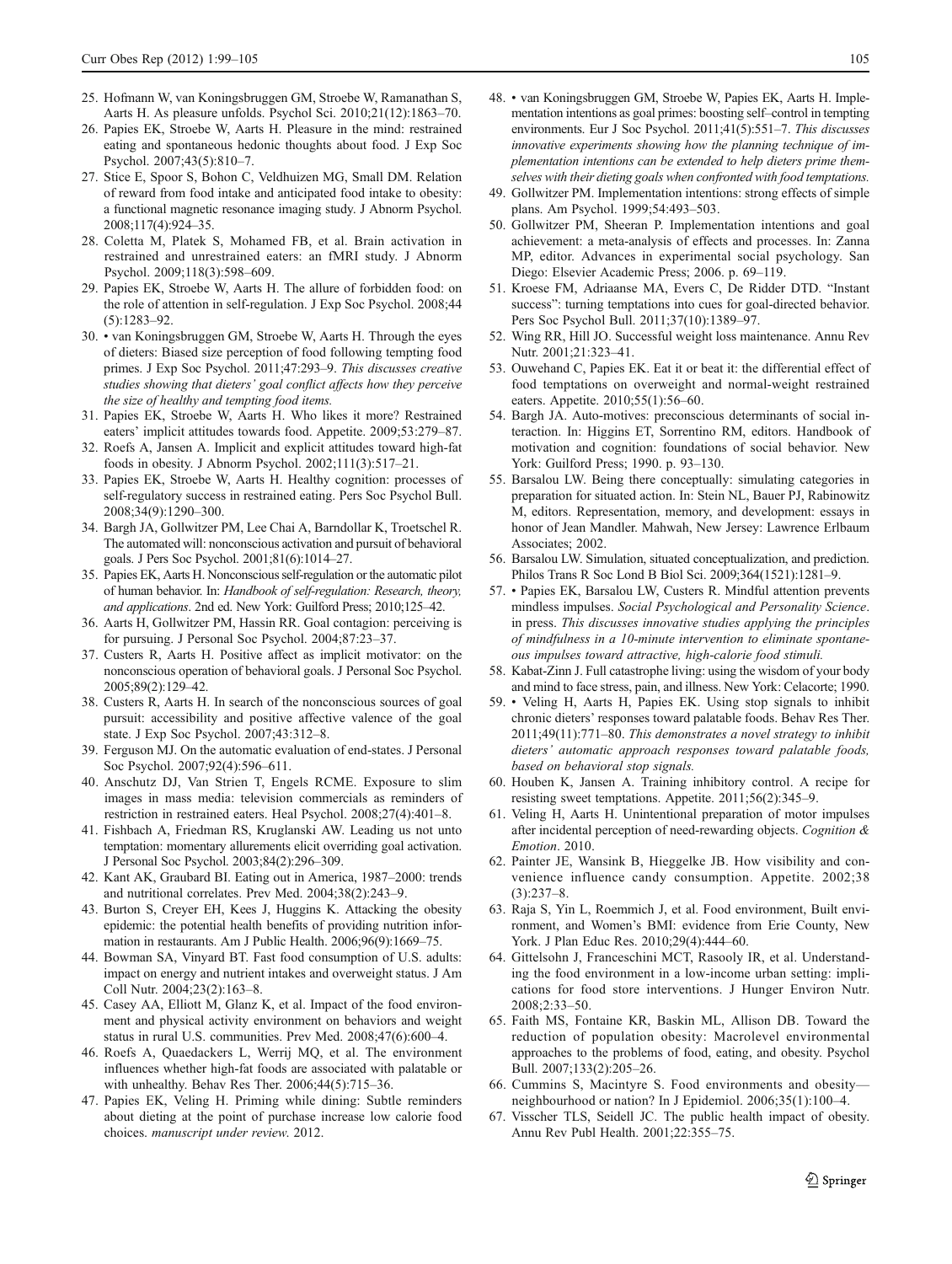25. Hofmann W, van Koningsbruggen GM, Stroebe W, Ramanathan S, Aarts H. As pleasure unfolds. Psychol Sci. 2010;21(12):1863–70.
26. Papies EK, Stroebe W, Aarts H. Pleasure in the mind: restrained eating and spontaneous hedonic thoughts about food. J Exp Soc Psychol. 2007;43(5):810–7.
27. Stice E, Spoor S, Bohon C, Veldhuizen MG, Small DM. Relation of reward from food intake and anticipated food intake to obesity: a functional magnetic resonance imaging study. J Abnorm Psychol. 2008;117(4):924–35.
28. Coletta M, Platek S, Mohamed FB, et al. Brain activation in restrained and unrestrained eaters: an fMRI study. J Abnorm Psychol. 2009;118(3):598–609.
29. Papies EK, Stroebe W, Aarts H. The allure of forbidden food: on the role of attention in self-regulation. J Exp Soc Psychol. 2008;44 (5):1283–92.
30. • van Koningsbruggen GM, Stroebe W, Aarts H. Through the eyes of dieters: Biased size perception of food following tempting food primes. J Exp Soc Psychol. 2011;47:293–9. *This discusses creative studies showing that dieters' goal conflict affects how they perceive the size of healthy and tempting food items.*
31. Papies EK, Stroebe W, Aarts H. Who likes it more? Restrained eaters' implicit attitudes towards food. Appetite. 2009;53:279–87.
32. Roefs A, Jansen A. Implicit and explicit attitudes toward high-fat foods in obesity. J Abnorm Psychol. 2002;111(3):517–21.
33. Papies EK, Stroebe W, Aarts H. Healthy cognition: processes of self-regulatory success in restrained eating. Pers Soc Psychol Bull. 2008;34(9):1290–300.
34. Bargh JA, Gollwitzer PM, Lee Chai A, Barndollar K, Troetschel R. The automated will: nonconscious activation and pursuit of behavioral goals. J Pers Soc Psychol. 2001;81(6):1014–27.
35. Papies EK, Aarts H. Nonconscious self-regulation or the automatic pilot of human behavior. In: *Handbook of self-regulation: Research, theory, and applications*. 2nd ed. New York: Guilford Press; 2010;125–42.
36. Aarts H, Gollwitzer PM, Hassin RR. Goal contagion: perceiving is for pursuing. J Personal Soc Psychol. 2004;87:23–37.
37. Custers R, Aarts H. Positive affect as implicit motivator: on the nonconscious operation of behavioral goals. J Personal Soc Psychol. 2005;89(2):129–42.
38. Custers R, Aarts H. In search of the nonconscious sources of goal pursuit: accessibility and positive affective valence of the goal state. J Exp Soc Psychol. 2007;43:312–8.
39. Ferguson MJ. On the automatic evaluation of end-states. J Personal Soc Psychol. 2007;92(4):596–611.
40. Anschutz DJ, Van Strien T, Engels RCME. Exposure to slim images in mass media: television commercials as reminders of restriction in restrained eaters. Heal Psychol. 2008;27(4):401–8.
41. Fishbach A, Friedman RS, Kruglanski AW. Leading us not unto temptation: momentary allurements elicit overriding goal activation. J Personal Soc Psychol. 2003;84(2):296–309.
42. Kant AK, Graubard BI. Eating out in America, 1987–2000: trends and nutritional correlates. Prev Med. 2004;38(2):243–9.
43. Burton S, Creyer EH, Kees J, Huggins K. Attacking the obesity epidemic: the potential health benefits of providing nutrition information in restaurants. Am J Public Health. 2006;96(9):1669–75.
44. Bowman SA, Vinyard BT. Fast food consumption of U.S. adults: impact on energy and nutrient intakes and overweight status. J Am Coll Nutr. 2004;23(2):163–8.
45. Casey AA, Elliott M, Glanz K, et al. Impact of the food environment and physical activity environment on behaviors and weight status in rural U.S. communities. Prev Med. 2008;47(6):600–4.
46. Roefs A, Quaedackers L, Werrij MQ, et al. The environment influences whether high-fat foods are associated with palatable or with unhealthy. Behav Res Ther. 2006;44(5):715–36.
47. Papies EK, Veling H. Priming while dining: Subtle reminders about dieting at the point of purchase increase low calorie food choices. *manuscript under review.* 2012.
48. • van Koningsbruggen GM, Stroebe W, Papies EK, Aarts H. Implementation intentions as goal primes: boosting self–control in tempting environments. Eur J Soc Psychol. 2011;41(5):551–7. *This discusses innovative experiments showing how the planning technique of implementation intentions can be extended to help dieters prime themselves with their dieting goals when confronted with food temptations.*
49. Gollwitzer PM. Implementation intentions: strong effects of simple plans. Am Psychol. 1999;54:493–503.
50. Gollwitzer PM, Sheeran P. Implementation intentions and goal achievement: a meta-analysis of effects and processes. In: Zanna MP, editor. Advances in experimental social psychology. San Diego: Elsevier Academic Press; 2006. p. 69–119.
51. Kroese FM, Adriaanse MA, Evers C, De Ridder DTD. "Instant success": turning temptations into cues for goal-directed behavior. Pers Soc Psychol Bull. 2011;37(10):1389–97.
52. Wing RR, Hill JO. Successful weight loss maintenance. Annu Rev Nutr. 2001;21:323–41.
53. Ouwehand C, Papies EK. Eat it or beat it: the differential effect of food temptations on overweight and normal-weight restrained eaters. Appetite. 2010;55(1):56–60.
54. Bargh JA. Auto-motives: preconscious determinants of social interaction. In: Higgins ET, Sorrentino RM, editors. Handbook of motivation and cognition: foundations of social behavior. New York: Guilford Press; 1990. p. 93–130.
55. Barsalou LW. Being there conceptually: simulating categories in preparation for situated action. In: Stein NL, Bauer PJ, Rabinowitz M, editors. Representation, memory, and development: essays in honor of Jean Mandler. Mahwah, New Jersey: Lawrence Erlbaum Associates; 2002.
56. Barsalou LW. Simulation, situated conceptualization, and prediction. Philos Trans R Soc Lond B Biol Sci. 2009;364(1521):1281–9.
57. • Papies EK, Barsalou LW, Custers R. Mindful attention prevents mindless impulses. *Social Psychological and Personality Science*. in press. *This discusses innovative studies applying the principles of mindfulness in a 10-minute intervention to eliminate spontaneous impulses toward attractive, high-calorie food stimuli.*
58. Kabat-Zinn J. Full catastrophe living: using the wisdom of your body and mind to face stress, pain, and illness. New York: Celacorte; 1990.
59. • Veling H, Aarts H, Papies EK. Using stop signals to inhibit chronic dieters' responses toward palatable foods. Behav Res Ther. 2011;49(11):771–80. *This demonstrates a novel strategy to inhibit dieters' automatic approach responses toward palatable foods, based on behavioral stop signals.*
60. Houben K, Jansen A. Training inhibitory control. A recipe for resisting sweet temptations. Appetite. 2011;56(2):345–9.
61. Veling H, Aarts H. Unintentional preparation of motor impulses after incidental perception of need-rewarding objects. *Cognition & Emotion*. 2010.
62. Painter JE, Wansink B, Hieggelke JB. How visibility and convenience influence candy consumption. Appetite. 2002;38 (3):237–8.
63. Raja S, Yin L, Roemmich J, et al. Food environment, Built environment, and Women's BMI: evidence from Erie County, New York. J Plan Educ Res. 2010;29(4):444–60.
64. Gittelsohn J, Franceschini MCT, Rasooly IR, et al. Understanding the food environment in a low-income urban setting: implications for food store interventions. J Hunger Environ Nutr. 2008;2:33–50.
65. Faith MS, Fontaine KR, Baskin ML, Allison DB. Toward the reduction of population obesity: Macrolevel environmental approaches to the problems of food, eating, and obesity. Psychol Bull. 2007;133(2):205–26.
66. Cummins S, Macintyre S. Food environments and obesity—neighbourhood or nation? In J Epidemiol. 2006;35(1):100–4.
67. Visscher TLS, Seidell JC. The public health impact of obesity. Annu Rev Publ Health. 2001;22:355–75.